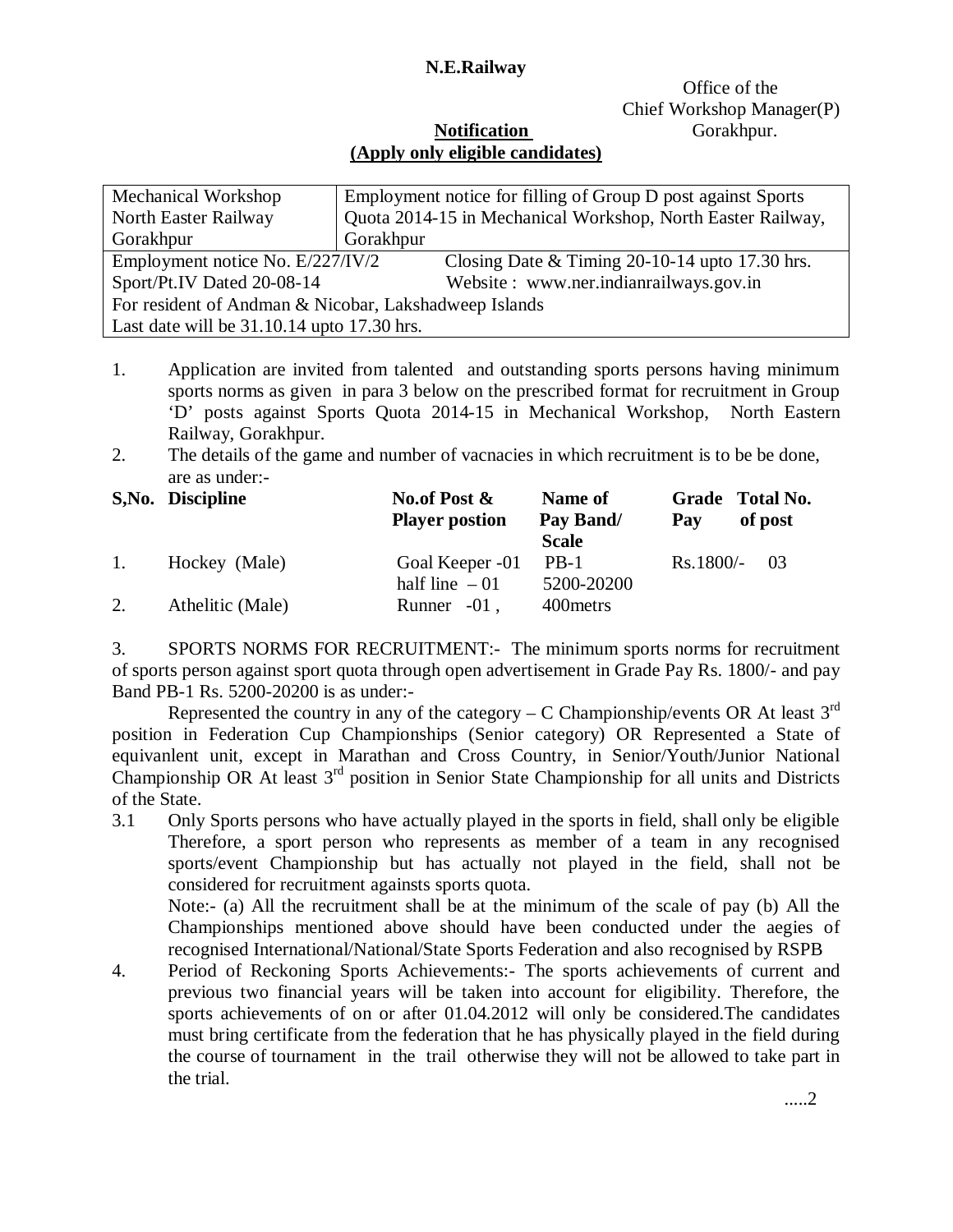**N.E.Railway**

Office of the
Chief Workshop Manager(P)
Gorakhpur.

**Notification**
**(Apply only eligible candidates)**

| Mechanical Workshop North Easter Railway Gorakhpur | Employment notice for filling of Group D post against Sports Quota 2014-15 in Mechanical Workshop, North Easter Railway, Gorakhpur |
|---|---|
| Employment notice No. E/227/IV/2 Sport/Pt.IV Dated 20-08-14 | Closing Date & Timing 20-10-14 upto 17.30 hrs. Website : www.ner.indianrailways.gov.in |
| For resident of Andman & Nicobar, Lakshadweep Islands Last date will be 31.10.14 upto 17.30 hrs. | |

1. Application are invited from talented and outstanding sports persons having minimum sports norms as given in para 3 below on the prescribed format for recruitment in Group 'D' posts against Sports Quota 2014-15 in Mechanical Workshop, North Eastern Railway, Gorakhpur.
2. The details of the game and number of vacnacies in which recruitment is to be be done, are as under:-

| S,No. | Discipline | No.of Post & Player postion | Name of Pay Band/ Scale | Grade Pay | Total No. of post |
|---|---|---|---|---|---|
| 1. | Hockey (Male) | Goal Keeper -01 half line – 01 | PB-1 5200-20200 | Rs.1800/- | 03 |
| 2. | Athelitic (Male) | Runner -01 , | 400metrs | | |

3. SPORTS NORMS FOR RECRUITMENT:- The minimum sports norms for recruitment of sports person against sport quota through open advertisement in Grade Pay Rs. 1800/- and pay Band PB-1 Rs. 5200-20200 is as under:-

Represented the country in any of the category – C Championship/events OR At least 3rd position in Federation Cup Championships (Senior category) OR Represented a State of equivanlent unit, except in Marathan and Cross Country, in Senior/Youth/Junior National Championship OR At least 3rd position in Senior State Championship for all units and Districts of the State.

3.1 Only Sports persons who have actually played in the sports in field, shall only be eligible Therefore, a sport person who represents as member of a team in any recognised sports/event Championship but has actually not played in the field, shall not be considered for recruitment againsts sports quota.

Note:- (a) All the recruitment shall be at the minimum of the scale of pay (b) All the Championships mentioned above should have been conducted under the aegies of recognised International/National/State Sports Federation and also recognised by RSPB

4. Period of Reckoning Sports Achievements:- The sports achievements of current and previous two financial years will be taken into account for eligibility. Therefore, the sports achievements of on or after 01.04.2012 will only be considered.The candidates must bring certificate from the federation that he has physically played in the field during the course of tournament in the trail otherwise they will not be allowed to take part in the trial.

.....2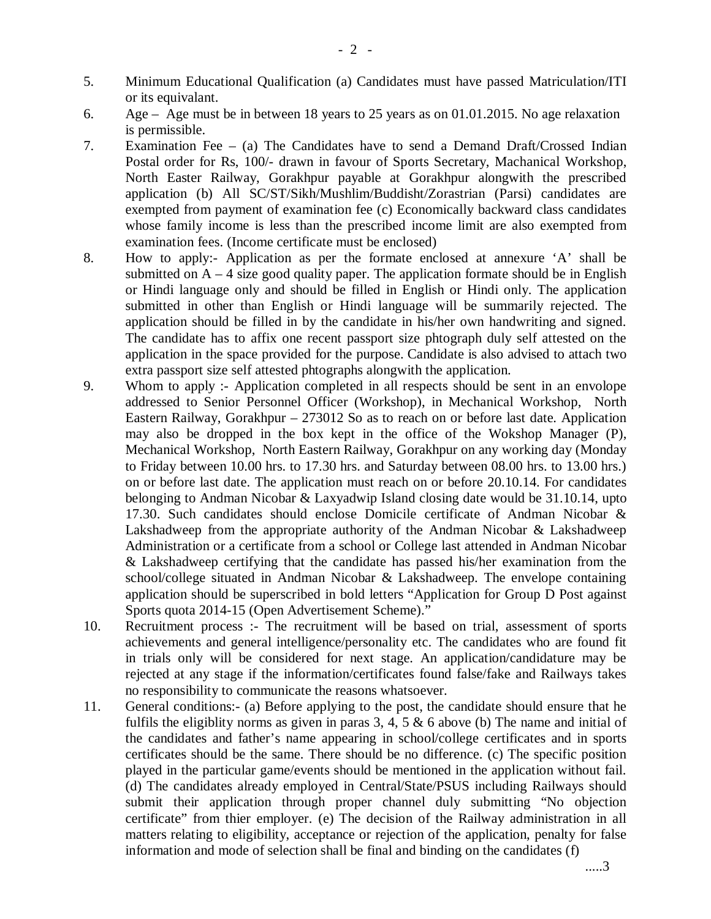5. Minimum Educational Qualification (a) Candidates must have passed Matriculation/ITI or its equivalant.
6. Age – Age must be in between 18 years to 25 years as on 01.01.2015. No age relaxation is permissible.
7. Examination Fee – (a) The Candidates have to send a Demand Draft/Crossed Indian Postal order for Rs, 100/- drawn in favour of Sports Secretary, Machanical Workshop, North Easter Railway, Gorakhpur payable at Gorakhpur alongwith the prescribed application (b) All SC/ST/Sikh/Mushlim/Buddisht/Zorastrian (Parsi) candidates are exempted from payment of examination fee (c) Economically backward class candidates whose family income is less than the prescribed income limit are also exempted from examination fees. (Income certificate must be enclosed)
8. How to apply:- Application as per the formate enclosed at annexure 'A' shall be submitted on A – 4 size good quality paper. The application formate should be in English or Hindi language only and should be filled in English or Hindi only. The application submitted in other than English or Hindi language will be summarily rejected. The application should be filled in by the candidate in his/her own handwriting and signed. The candidate has to affix one recent passport size phtograph duly self attested on the application in the space provided for the purpose. Candidate is also advised to attach two extra passport size self attested phtographs alongwith the application.
9. Whom to apply :- Application completed in all respects should be sent in an envolope addressed to Senior Personnel Officer (Workshop), in Mechanical Workshop, North Eastern Railway, Gorakhpur – 273012 So as to reach on or before last date. Application may also be dropped in the box kept in the office of the Wokshop Manager (P), Mechanical Workshop, North Eastern Railway, Gorakhpur on any working day (Monday to Friday between 10.00 hrs. to 17.30 hrs. and Saturday between 08.00 hrs. to 13.00 hrs.) on or before last date. The application must reach on or before 20.10.14. For candidates belonging to Andman Nicobar & Laxyadwip Island closing date would be 31.10.14, upto 17.30. Such candidates should enclose Domicile certificate of Andman Nicobar & Lakshadweep from the appropriate authority of the Andman Nicobar & Lakshadweep Administration or a certificate from a school or College last attended in Andman Nicobar & Lakshadweep certifying that the candidate has passed his/her examination from the school/college situated in Andman Nicobar & Lakshadweep. The envelope containing application should be superscribed in bold letters "Application for Group D Post against Sports quota 2014-15 (Open Advertisement Scheme)."
10. Recruitment process :- The recruitment will be based on trial, assessment of sports achievements and general intelligence/personality etc. The candidates who are found fit in trials only will be considered for next stage. An application/candidature may be rejected at any stage if the information/certificates found false/fake and Railways takes no responsibility to communicate the reasons whatsoever.
11. General conditions:- (a) Before applying to the post, the candidate should ensure that he fulfils the eligiblity norms as given in paras 3, 4, 5 & 6 above (b) The name and initial of the candidates and father's name appearing in school/college certificates and in sports certificates should be the same. There should be no difference. (c) The specific position played in the particular game/events should be mentioned in the application without fail. (d) The candidates already employed in Central/State/PSUS including Railways should submit their application through proper channel duly submitting "No objection certificate" from thier employer. (e) The decision of the Railway administration in all matters relating to eligibility, acceptance or rejection of the application, penalty for false information and mode of selection shall be final and binding on the candidates (f)

.....3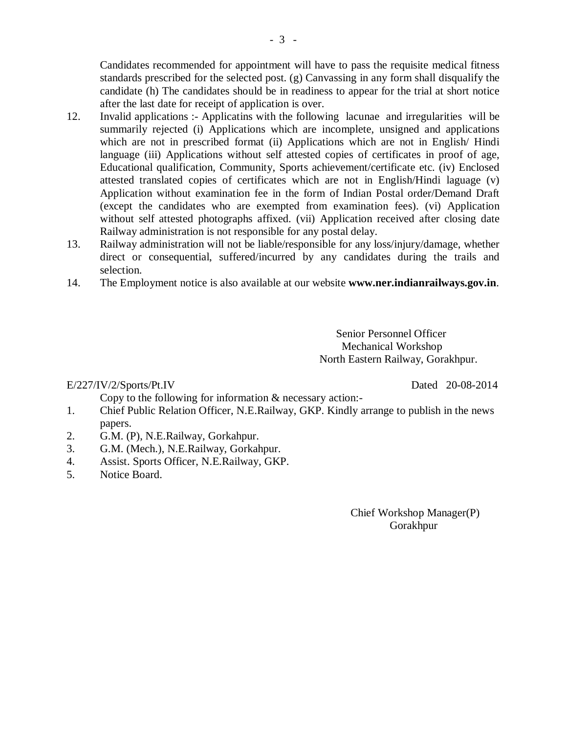Candidates recommended for appointment will have to pass the requisite medical fitness standards prescribed for the selected post. (g) Canvassing in any form shall disqualify the candidate (h) The candidates should be in readiness to appear for the trial at short notice after the last date for receipt of application is over.

12. Invalid applications :- Applicatins with the following lacunae and irregularities will be summarily rejected (i) Applications which are incomplete, unsigned and applications which are not in prescribed format (ii) Applications which are not in English/ Hindi language (iii) Applications without self attested copies of certificates in proof of age, Educational qualification, Community, Sports achievement/certificate etc. (iv) Enclosed attested translated copies of certificates which are not in English/Hindi laguage (v) Application without examination fee in the form of Indian Postal order/Demand Draft (except the candidates who are exempted from examination fees). (vi) Application without self attested photographs affixed. (vii) Application received after closing date Railway administration is not responsible for any postal delay.
13. Railway administration will not be liable/responsible for any loss/injury/damage, whether direct or consequential, suffered/incurred by any candidates during the trails and selection.
14. The Employment notice is also available at our website **www.ner.indianrailways.gov.in**.

Senior Personnel Officer
Mechanical Workshop
North Eastern Railway, Gorakhpur.

E/227/IV/2/Sports/Pt.IV Dated 20-08-2014

Copy to the following for information & necessary action:-

1. Chief Public Relation Officer, N.E.Railway, GKP. Kindly arrange to publish in the news papers.
2. G.M. (P), N.E.Railway, Gorkahpur.
3. G.M. (Mech.), N.E.Railway, Gorkahpur.
4. Assist. Sports Officer, N.E.Railway, GKP.
5. Notice Board.

Chief Workshop Manager(P)
Gorakhpur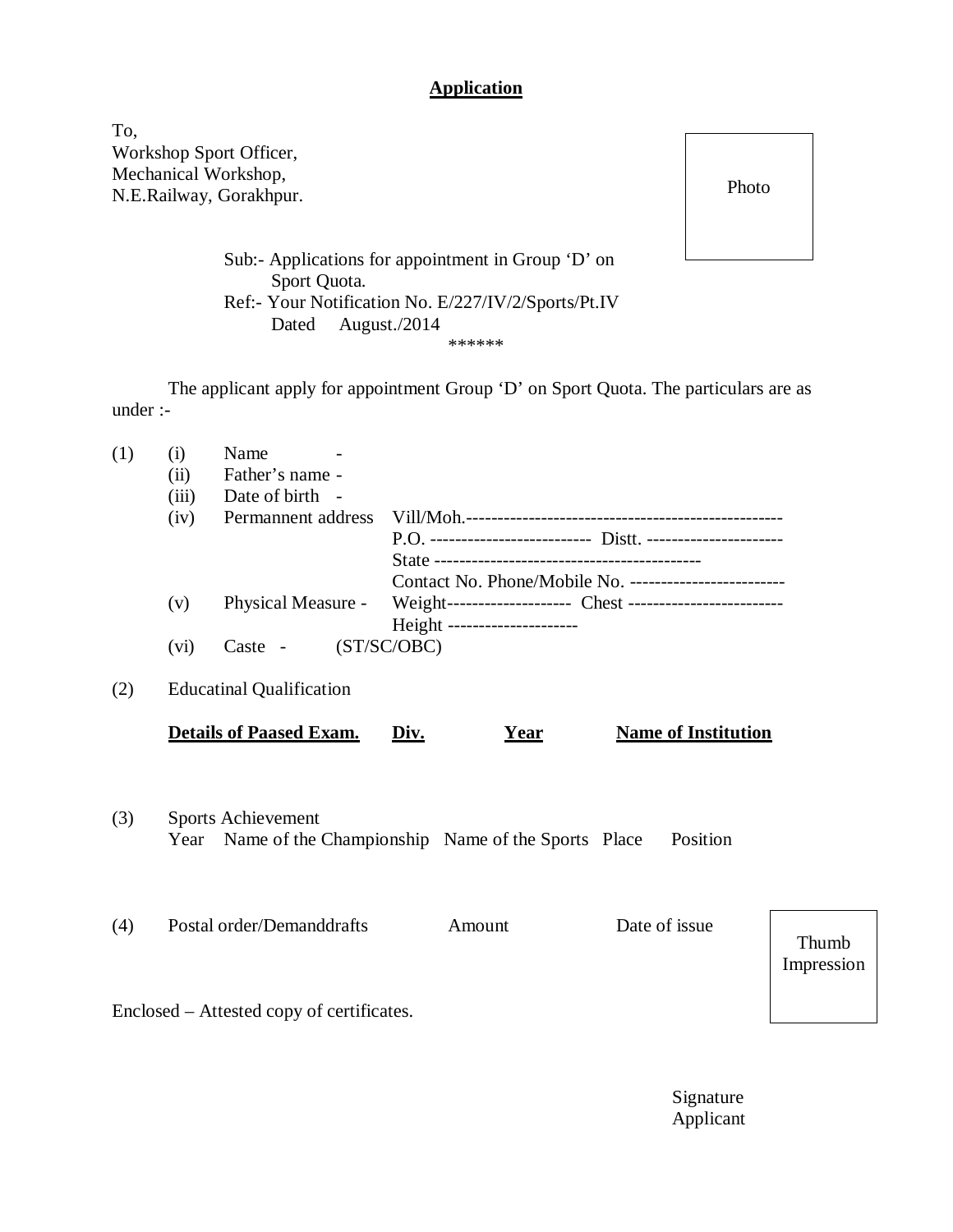# Application

To,
Workshop Sport Officer,
Mechanical Workshop,
N.E.Railway, Gorakhpur.

Photo

Sub:- Applications for appointment in Group 'D' on Sport Quota.
Ref:- Your Notification No. E/227/IV/2/Sports/Pt.IV Dated August./2014

******

The applicant apply for appointment Group 'D' on Sport Quota. The particulars are as under :-

(1)
- (i) Name -
- (ii) Father's name -
- (iii) Date of birth -
- (iv) Permannent address Vill/Moh.--------------------------------------------------
  P.O. ------------------------- Distt. ----------------------
  State ------------------------------------------
  Contact No. Phone/Mobile No. -------------------------
- (v) Physical Measure - Weight-------------------- Chest ------------------------
  Height ---------------------
- (vi) Caste - (ST/SC/OBC)

(2) Educatinal Qualification

| **Details of Paased Exam.** | **Div.** | **Year** | **Name of Institution** |
|---|---|---|---|
| | | | |

(3) Sports Achievement

| Year | Name of the Championship | Name of the Sports | Place | Position |
|---|---|---|---|---|
| | | | | |

(4) Postal order/Demanddrafts Amount Date of issue

Thumb Impression

Enclosed – Attested copy of certificates.

Signature
Applicant